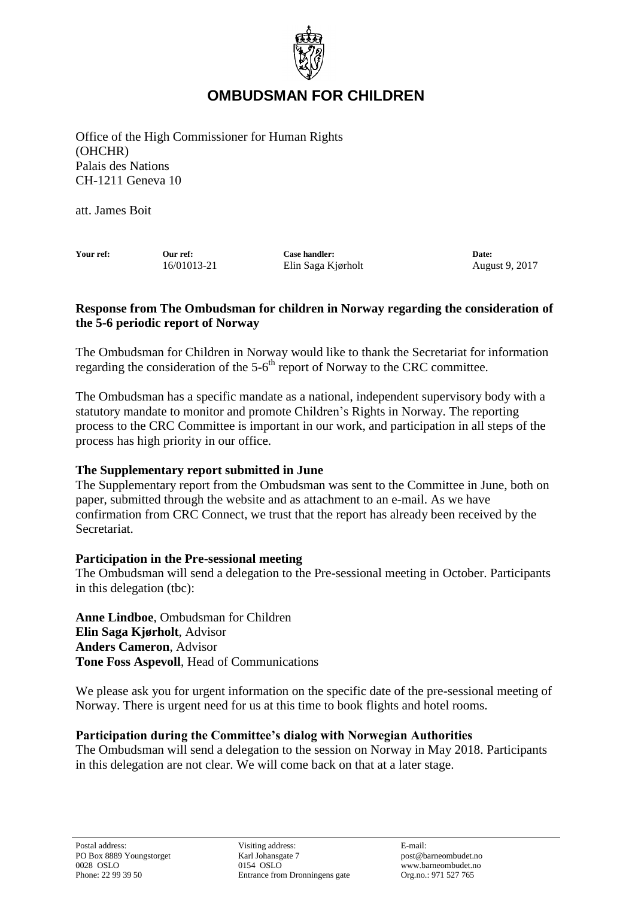# OMBUDSMAN FOR CHILDREN

Office of the High Commissioner for Human Rights
(OHCHR)
Palais des Nations
CH-1211 Geneva 10

att. James Boit

| **Your ref:** | **Our ref:** | **Case handler:** | **Date:** |
|---|---|---|---|
| | 16/01013-21 | Elin Saga Kjørholt | August 9, 2017 |

**Response from The Ombudsman for children in Norway regarding the consideration of the 5-6 periodic report of Norway**

The Ombudsman for Children in Norway would like to thank the Secretariat for information regarding the consideration of the 5-6[th] report of Norway to the CRC committee.

The Ombudsman has a specific mandate as a national, independent supervisory body with a statutory mandate to monitor and promote Children's Rights in Norway. The reporting process to the CRC Committee is important in our work, and participation in all steps of the process has high priority in our office.

**The Supplementary report submitted in June**
The Supplementary report from the Ombudsman was sent to the Committee in June, both on paper, submitted through the website and as attachment to an e-mail. As we have confirmation from CRC Connect, we trust that the report has already been received by the Secretariat.

**Participation in the Pre-sessional meeting**
The Ombudsman will send a delegation to the Pre-sessional meeting in October. Participants in this delegation (tbc):

**Anne Lindboe**, Ombudsman for Children
**Elin Saga Kjørholt**, Advisor
**Anders Cameron**, Advisor
**Tone Foss Aspevoll**, Head of Communications

We please ask you for urgent information on the specific date of the pre-sessional meeting of Norway. There is urgent need for us at this time to book flights and hotel rooms.

**Participation during the Committee's dialog with Norwegian Authorities**
The Ombudsman will send a delegation to the session on Norway in May 2018. Participants in this delegation are not clear. We will come back on that at a later stage.

Postal address:
PO Box 8889 Youngstorget
0028 OSLO
Phone: 22 99 39 50

Visiting address:
Karl Johansgate 7
0154 OSLO
Entrance from Dronningens gate

E-mail:
post@barneombudet.no
www.barneombudet.no
Org.no.: 971 527 765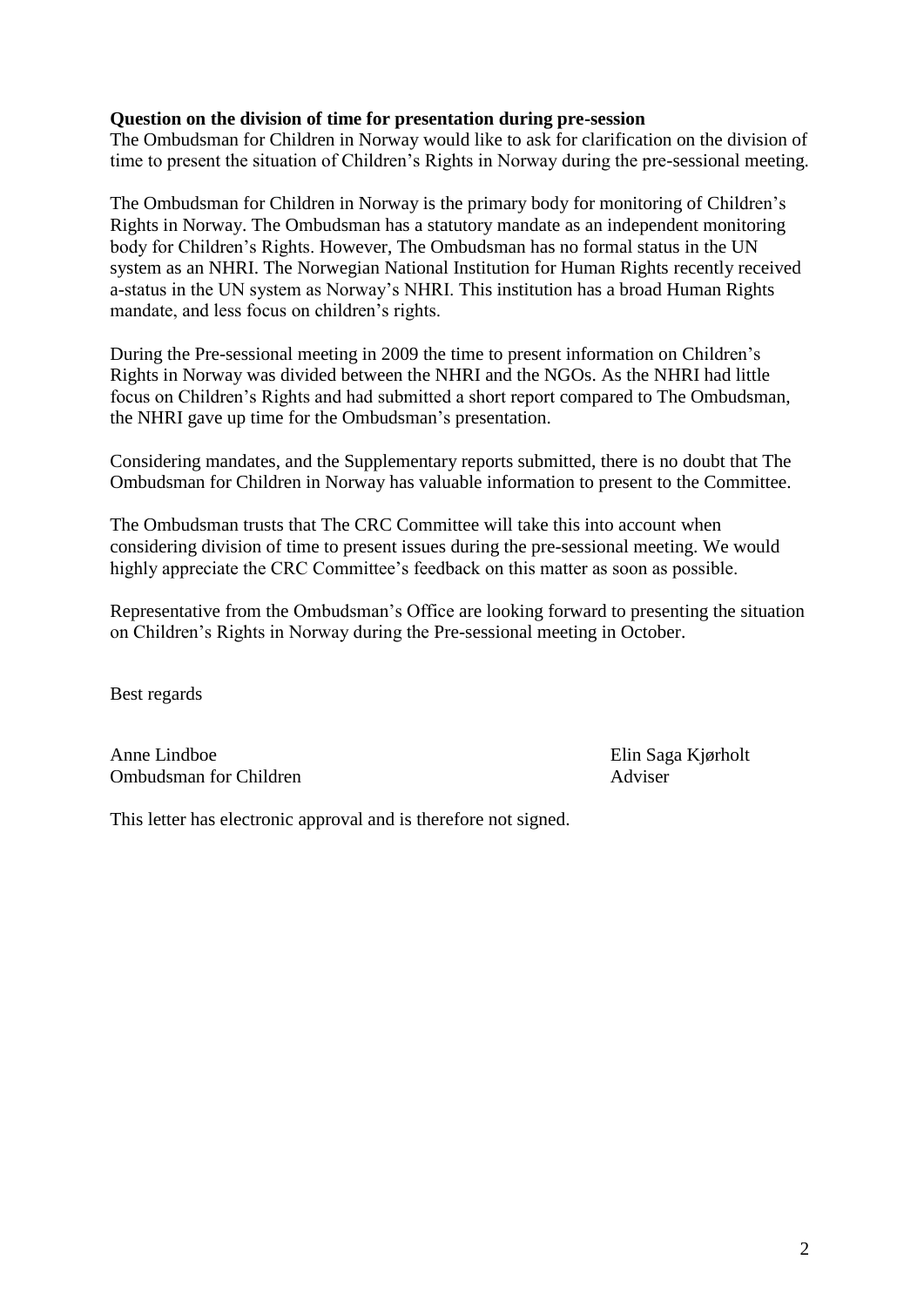**Question on the division of time for presentation during pre-session**

The Ombudsman for Children in Norway would like to ask for clarification on the division of time to present the situation of Children's Rights in Norway during the pre-sessional meeting.

The Ombudsman for Children in Norway is the primary body for monitoring of Children's Rights in Norway. The Ombudsman has a statutory mandate as an independent monitoring body for Children's Rights. However, The Ombudsman has no formal status in the UN system as an NHRI. The Norwegian National Institution for Human Rights recently received a-status in the UN system as Norway's NHRI. This institution has a broad Human Rights mandate, and less focus on children's rights.

During the Pre-sessional meeting in 2009 the time to present information on Children's Rights in Norway was divided between the NHRI and the NGOs. As the NHRI had little focus on Children's Rights and had submitted a short report compared to The Ombudsman, the NHRI gave up time for the Ombudsman's presentation.

Considering mandates, and the Supplementary reports submitted, there is no doubt that The Ombudsman for Children in Norway has valuable information to present to the Committee.

The Ombudsman trusts that The CRC Committee will take this into account when considering division of time to present issues during the pre-sessional meeting. We would highly appreciate the CRC Committee's feedback on this matter as soon as possible.

Representative from the Ombudsman's Office are looking forward to presenting the situation on Children's Rights in Norway during the Pre-sessional meeting in October.

Best regards

Anne Lindboe
Ombudsman for Children

Elin Saga Kjørholt
Adviser

This letter has electronic approval and is therefore not signed.